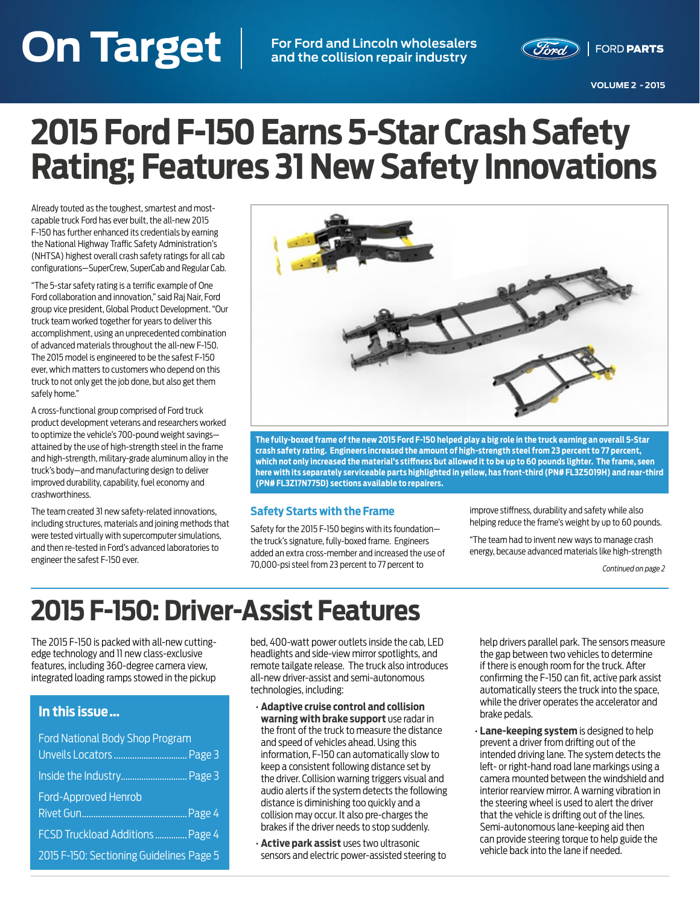# On Target

For Ford and Lincoln wholesalers and the collision repair industry

FORD PARTS

VOLUME 2 - 2015

# 2015 Ford F-150 Earns 5-Star Crash Safety Rating; Features 31 New Safety Innovations

Already touted as the toughest, smartest and most-capable truck Ford has ever built, the all-new 2015 F-150 has further enhanced its credentials by earning the National Highway Traffic Safety Administration's (NHTSA) highest overall crash safety ratings for all cab configurations—SuperCrew, SuperCab and Regular Cab.

"The 5-star safety rating is a terrific example of One Ford collaboration and innovation," said Raj Nair, Ford group vice president, Global Product Development. "Our truck team worked together for years to deliver this accomplishment, using an unprecedented combination of advanced materials throughout the all-new F-150. The 2015 model is engineered to be the safest F-150 ever, which matters to customers who depend on this truck to not only get the job done, but also get them safely home."

A cross-functional group comprised of Ford truck product development veterans and researchers worked to optimize the vehicle's 700-pound weight savings—attained by the use of high-strength steel in the frame and high-strength, military-grade aluminum alloy in the truck's body—and manufacturing design to deliver improved durability, capability, fuel economy and crashworthiness.

The team created 31 new safety-related innovations, including structures, materials and joining methods that were tested virtually with supercomputer simulations, and then re-tested in Ford's advanced laboratories to engineer the safest F-150 ever.

**The fully-boxed frame of the new 2015 Ford F-150 helped play a big role in the truck earning an overall 5-Star crash safety rating. Engineers increased the amount of high-strength steel from 23 percent to 77 percent, which not only increased the material's stiffness but allowed it to be up to 60 pounds lighter. The frame, seen here with its separately serviceable parts highlighted in yellow, has front-third (PN# FL3Z5019H) and rear-third (PN# FL3Z17N775D) sections available to repairers.**

## Safety Starts with the Frame

Safety for the 2015 F-150 begins with its foundation—the truck's signature, fully-boxed frame. Engineers added an extra cross-member and increased the use of 70,000-psi steel from 23 percent to 77 percent to improve stiffness, durability and safety while also helping reduce the frame's weight by up to 60 pounds.

"The team had to invent new ways to manage crash energy, because advanced materials like high-strength

*Continued on page 2*

# 2015 F-150: Driver-Assist Features

The 2015 F-150 is packed with all-new cutting-edge technology and 11 new class-exclusive features, including 360-degree camera view, integrated loading ramps stowed in the pickup bed, 400-watt power outlets inside the cab, LED headlights and side-view mirror spotlights, and remote tailgate release. The truck also introduces all-new driver-assist and semi-autonomous technologies, including:

- **Adaptive cruise control and collision warning with brake support** use radar in the front of the truck to measure the distance and speed of vehicles ahead. Using this information, F-150 can automatically slow to keep a consistent following distance set by the driver. Collision warning triggers visual and audio alerts if the system detects the following distance is diminishing too quickly and a collision may occur. It also pre-charges the brakes if the driver needs to stop suddenly.
- **Active park assist** uses two ultrasonic sensors and electric power-assisted steering to help drivers parallel park. The sensors measure the gap between two vehicles to determine if there is enough room for the truck. After confirming the F-150 can fit, active park assist automatically steers the truck into the space, while the driver operates the accelerator and brake pedals.
- **Lane-keeping system** is designed to help prevent a driver from drifting out of the intended driving lane. The system detects the left- or right-hand road lane markings using a camera mounted between the windshield and interior rearview mirror. A warning vibration in the steering wheel is used to alert the driver that the vehicle is drifting out of the lines. Semi-autonomous lane-keeping aid then can provide steering torque to help guide the vehicle back into the lane if needed.

## In this issue ...

- Ford National Body Shop Program Unveils Locators ..... Page 3
- Inside the Industry ..... Page 3
- Ford-Approved Henrob Rivet Gun ..... Page 4
- FCSD Truckload Additions ..... Page 4
- 2015 F-150: Sectioning Guidelines Page 5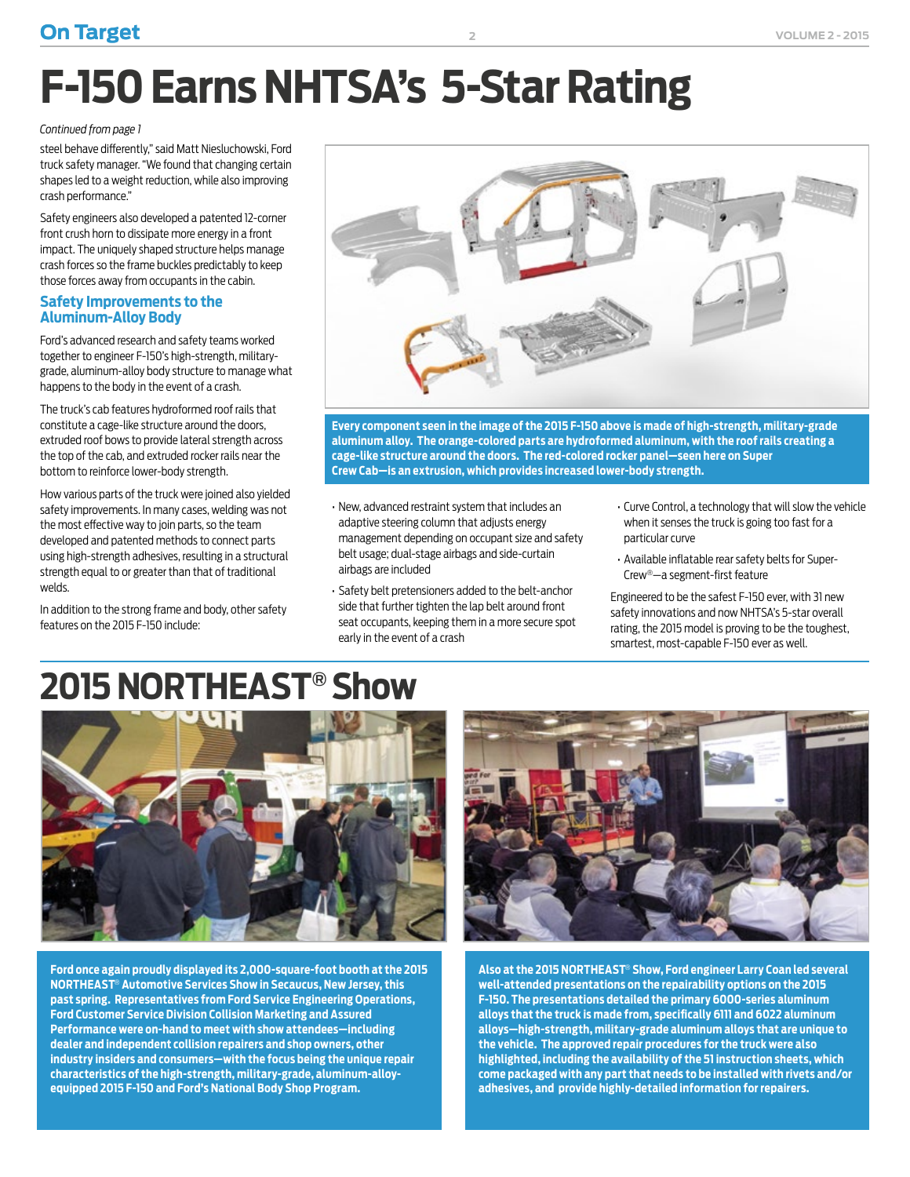# F-150 Earns NHTSA's 5-Star Rating

*Continued from page 1*

steel behave differently," said Matt Niesluchowski, Ford truck safety manager. "We found that changing certain shapes led to a weight reduction, while also improving crash performance."

Safety engineers also developed a patented 12-corner front crush horn to dissipate more energy in a front impact. The uniquely shaped structure helps manage crash forces so the frame buckles predictably to keep those forces away from occupants in the cabin.

## Safety Improvements to the Aluminum-Alloy Body

Ford's advanced research and safety teams worked together to engineer F-150's high-strength, military-grade, aluminum-alloy body structure to manage what happens to the body in the event of a crash.

The truck's cab features hydroformed roof rails that constitute a cage-like structure around the doors, extruded roof bows to provide lateral strength across the top of the cab, and extruded rocker rails near the bottom to reinforce lower-body strength.

How various parts of the truck were joined also yielded safety improvements. In many cases, welding was not the most effective way to join parts, so the team developed and patented methods to connect parts using high-strength adhesives, resulting in a structural strength equal to or greater than that of traditional welds.

In addition to the strong frame and body, other safety features on the 2015 F-150 include:

**Every component seen in the image of the 2015 F-150 above is made of high-strength, military-grade aluminum alloy. The orange-colored parts are hydroformed aluminum, with the roof rails creating a cage-like structure around the doors. The red-colored rocker panel—seen here on Super Crew Cab—is an extrusion, which provides increased lower-body strength.**

- New, advanced restraint system that includes an adaptive steering column that adjusts energy management depending on occupant size and safety belt usage; dual-stage airbags and side-curtain airbags are included
- Safety belt pretensioners added to the belt-anchor side that further tighten the lap belt around front seat occupants, keeping them in a more secure spot early in the event of a crash
- Curve Control, a technology that will slow the vehicle when it senses the truck is going too fast for a particular curve
- Available inflatable rear safety belts for Super-Crew®—a segment-first feature

Engineered to be the safest F-150 ever, with 31 new safety innovations and now NHTSA's 5-star overall rating, the 2015 model is proving to be the toughest, smartest, most-capable F-150 ever as well.

# 2015 NORTHEAST® Show

**Ford once again proudly displayed its 2,000-square-foot booth at the 2015 NORTHEAST® Automotive Services Show in Secaucus, New Jersey, this past spring. Representatives from Ford Service Engineering Operations, Ford Customer Service Division Collision Marketing and Assured Performance were on-hand to meet with show attendees—including dealer and independent collision repairers and shop owners, other industry insiders and consumers—with the focus being the unique repair characteristics of the high-strength, military-grade, aluminum-alloy-equipped 2015 F-150 and Ford's National Body Shop Program.**

**Also at the 2015 NORTHEAST® Show, Ford engineer Larry Coan led several well-attended presentations on the repairability options on the 2015 F-150. The presentations detailed the primary 6000-series aluminum alloys that the truck is made from, specifically 6111 and 6022 aluminum alloys—high-strength, military-grade aluminum alloys that are unique to the vehicle. The approved repair procedures for the truck were also highlighted, including the availability of the 51 instruction sheets, which come packaged with any part that needs to be installed with rivets and/or adhesives, and provide highly-detailed information for repairers.**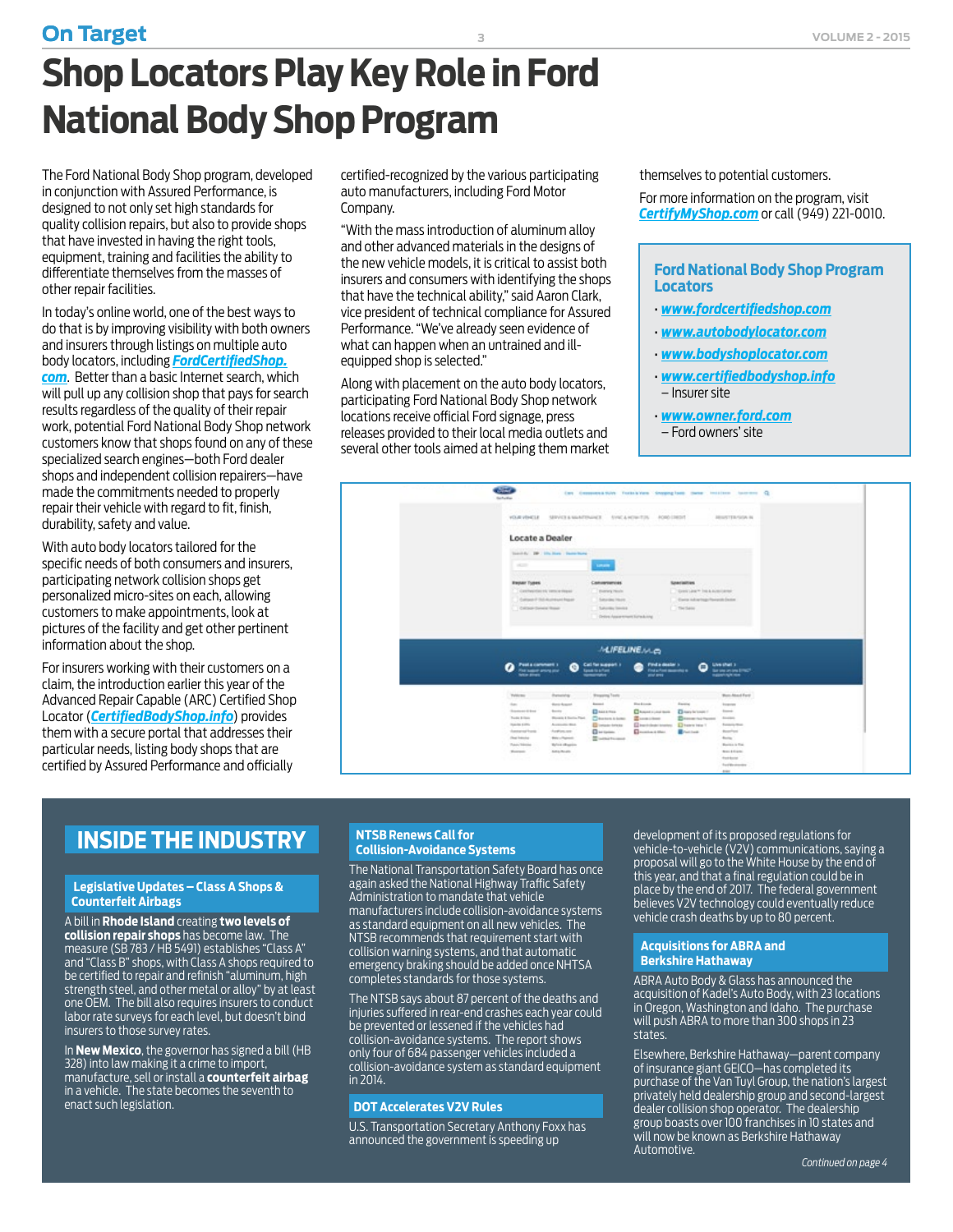# Shop Locators Play Key Role in Ford National Body Shop Program

The Ford National Body Shop program, developed in conjunction with Assured Performance, is designed to not only set high standards for quality collision repairs, but also to provide shops that have invested in having the right tools, equipment, training and facilities the ability to differentiate themselves from the masses of other repair facilities.

In today's online world, one of the best ways to do that is by improving visibility with both owners and insurers through listings on multiple auto body locators, including ***FordCertifiedShop.com***. Better than a basic Internet search, which will pull up any collision shop that pays for search results regardless of the quality of their repair work, potential Ford National Body Shop network customers know that shops found on any of these specialized search engines—both Ford dealer shops and independent collision repairers—have made the commitments needed to properly repair their vehicle with regard to fit, finish, durability, safety and value.

With auto body locators tailored for the specific needs of both consumers and insurers, participating network collision shops get personalized micro-sites on each, allowing customers to make appointments, look at pictures of the facility and get other pertinent information about the shop.

For insurers working with their customers on a claim, the introduction earlier this year of the Advanced Repair Capable (ARC) Certified Shop Locator (***CertifiedBodyShop.info***) provides them with a secure portal that addresses their particular needs, listing body shops that are certified by Assured Performance and officially certified-recognized by the various participating auto manufacturers, including Ford Motor Company.

"With the mass introduction of aluminum alloy and other advanced materials in the designs of the new vehicle models, it is critical to assist both insurers and consumers with identifying the shops that have the technical ability," said Aaron Clark, vice president of technical compliance for Assured Performance. "We've already seen evidence of what can happen when an untrained and ill-equipped shop is selected."

Along with placement on the auto body locators, participating Ford National Body Shop network locations receive official Ford signage, press releases provided to their local media outlets and several other tools aimed at helping them market themselves to potential customers.

For more information on the program, visit ***CertifyMyShop.com*** or call (949) 221-0010.

### Ford National Body Shop Program Locators

- ***www.fordcertifiedshop.com***
- ***www.autobodylocator.com***
- ***www.bodyshoplocator.com***
- ***www.certifiedbodyshop.info*** – Insurer site
- ***www.owner.ford.com*** – Ford owners' site

## INSIDE THE INDUSTRY

### Legislative Updates – Class A Shops & Counterfeit Airbags

A bill in **Rhode Island** creating **two levels of collision repair shops** has become law. The measure (SB 783 / HB 5491) establishes "Class A" and "Class B" shops, with Class A shops required to be certified to repair and refinish "aluminum, high strength steel, and other metal or alloy" by at least one OEM. The bill also requires insurers to conduct labor rate surveys for each level, but doesn't bind insurers to those survey rates.

In **New Mexico**, the governor has signed a bill (HB 328) into law making it a crime to import, manufacture, sell or install a **counterfeit airbag** in a vehicle. The state becomes the seventh to enact such legislation.

### NTSB Renews Call for Collision-Avoidance Systems

The National Transportation Safety Board has once again asked the National Highway Traffic Safety Administration to mandate that vehicle manufacturers include collision-avoidance systems as standard equipment on all new vehicles. The NTSB recommends that requirement start with collision warning systems, and that automatic emergency braking should be added once NHTSA completes standards for those systems.

The NTSB says about 87 percent of the deaths and injuries suffered in rear-end crashes each year could be prevented or lessened if the vehicles had collision-avoidance systems. The report shows only four of 684 passenger vehicles included a collision-avoidance system as standard equipment in 2014.

### DOT Accelerates V2V Rules

U.S. Transportation Secretary Anthony Foxx has announced the government is speeding up development of its proposed regulations for vehicle-to-vehicle (V2V) communications, saying a proposal will go to the White House by the end of this year, and that a final regulation could be in place by the end of 2017. The federal government believes V2V technology could eventually reduce vehicle crash deaths by up to 80 percent.

### Acquisitions for ABRA and Berkshire Hathaway

ABRA Auto Body & Glass has announced the acquisition of Kadel's Auto Body, with 23 locations in Oregon, Washington and Idaho. The purchase will push ABRA to more than 300 shops in 23 states.

Elsewhere, Berkshire Hathaway—parent company of insurance giant GEICO—has completed its purchase of the Van Tuyl Group, the nation's largest privately held dealership group and second-largest dealer collision shop operator. The dealership group boasts over 100 franchises in 10 states and will now be known as Berkshire Hathaway Automotive.

*Continued on page 4*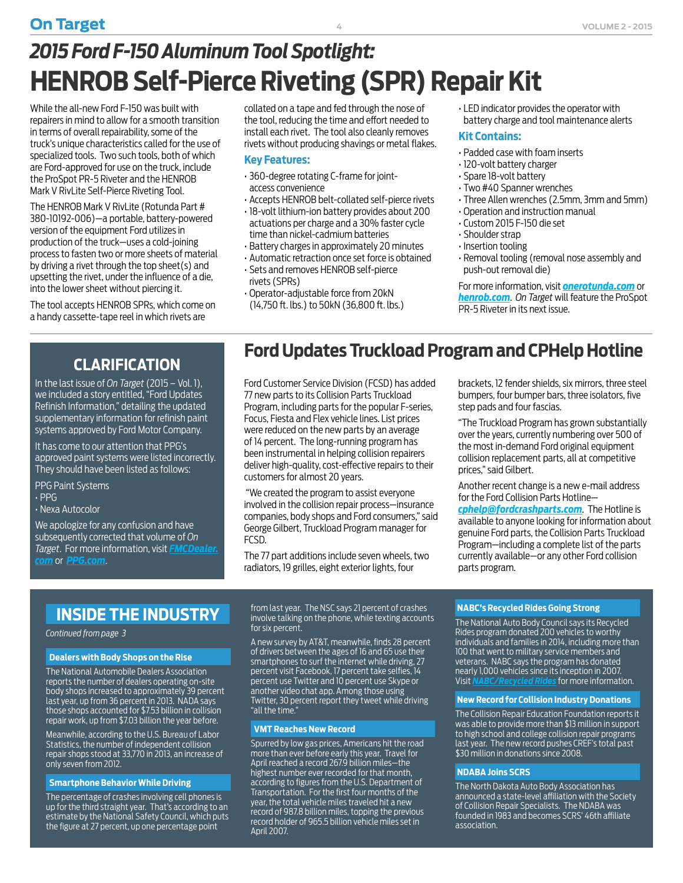## *2015 Ford F-150 Aluminum Tool Spotlight:*

# HENROB Self-Pierce Riveting (SPR) Repair Kit

While the all-new Ford F-150 was built with repairers in mind to allow for a smooth transition in terms of overall repairability, some of the truck's unique characteristics called for the use of specialized tools. Two such tools, both of which are Ford-approved for use on the truck, include the ProSpot PR-5 Riveter and the HENROB Mark V RivLite Self-Pierce Riveting Tool.

The HENROB Mark V RivLite (Rotunda Part # 380-10192-006)—a portable, battery-powered version of the equipment Ford utilizes in production of the truck—uses a cold-joining process to fasten two or more sheets of material by driving a rivet through the top sheet(s) and upsetting the rivet, under the influence of a die, into the lower sheet without piercing it.

The tool accepts HENROB SPRs, which come on a handy cassette-tape reel in which rivets are collated on a tape and fed through the nose of the tool, reducing the time and effort needed to install each rivet. The tool also cleanly removes rivets without producing shavings or metal flakes.

### Key Features:

- 360-degree rotating C-frame for joint-access convenience
- Accepts HENROB belt-collated self-pierce rivets
- 18-volt lithium-ion battery provides about 200 actuations per charge and a 30% faster cycle time than nickel-cadmium batteries
- Battery charges in approximately 20 minutes
- Automatic retraction once set force is obtained
- Sets and removes HENROB self-pierce rivets (SPRs)
- Operator-adjustable force from 20kN (14,750 ft. lbs.) to 50kN (36,800 ft. lbs.)
- LED indicator provides the operator with battery charge and tool maintenance alerts

### Kit Contains:

- Padded case with foam inserts
- 120-volt battery charger
- Spare 18-volt battery
- Two #40 Spanner wrenches
- Three Allen wrenches (2.5mm, 3mm and 5mm)
- Operation and instruction manual
- Custom 2015 F-150 die set
- Shoulder strap
- Insertion tooling
- Removal tooling (removal nose assembly and push-out removal die)

For more information, visit ***onerotunda.com*** or ***henrob.com***. *On Target* will feature the ProSpot PR-5 Riveter in its next issue.

## CLARIFICATION

In the last issue of *On Target* (2015 – Vol. 1), we included a story entitled, "Ford Updates Refinish Information," detailing the updated supplementary information for refinish paint systems approved by Ford Motor Company.

It has come to our attention that PPG's approved paint systems were listed incorrectly. They should have been listed as follows:

PPG Paint Systems
- PPG
- Nexa Autocolor

We apologize for any confusion and have subsequently corrected that volume of *On Target*. For more information, visit ***FMCDealer.com*** or ***PPG.com***.

# Ford Updates Truckload Program and CPHelp Hotline

Ford Customer Service Division (FCSD) has added 77 new parts to its Collision Parts Truckload Program, including parts for the popular F-series, Focus, Fiesta and Flex vehicle lines. List prices were reduced on the new parts by an average of 14 percent. The long-running program has been instrumental in helping collision repairers deliver high-quality, cost-effective repairs to their customers for almost 20 years.

"We created the program to assist everyone involved in the collision repair process—insurance companies, body shops and Ford consumers," said George Gilbert, Truckload Program manager for FCSD.

The 77 part additions include seven wheels, two radiators, 19 grilles, eight exterior lights, four brackets, 12 fender shields, six mirrors, three steel bumpers, four bumper bars, three isolators, five step pads and four fascias.

"The Truckload Program has grown substantially over the years, currently numbering over 500 of the most in-demand Ford original equipment collision replacement parts, all at competitive prices," said Gilbert.

Another recent change is a new e-mail address for the Ford Collision Parts Hotline—***cphelp@fordcrashparts.com***. The Hotline is available to anyone looking for information about genuine Ford parts, the Collision Parts Truckload Program—including a complete list of the parts currently available—or any other Ford collision parts program.

## INSIDE THE INDUSTRY

*Continued from page 3*

### Dealers with Body Shops on the Rise

The National Automobile Dealers Association reports the number of dealers operating on-site body shops increased to approximately 39 percent last year, up from 36 percent in 2013. NADA says those shops accounted for $7.53 billion in collision repair work, up from $7.03 billion the year before.

Meanwhile, according to the U.S. Bureau of Labor Statistics, the number of independent collision repair shops stood at 33,770 in 2013, an increase of only seven from 2012.

### Smartphone Behavior While Driving

The percentage of crashes involving cell phones is up for the third straight year. That's according to an estimate by the National Safety Council, which puts the figure at 27 percent, up one percentage point from last year. The NSC says 21 percent of crashes involve talking on the phone, while texting accounts for six percent.

A new survey by AT&T, meanwhile, finds 28 percent of drivers between the ages of 16 and 65 use their smartphones to surf the internet while driving, 27 percent visit Facebook, 17 percent take selfies, 14 percent use Twitter and 10 percent use Skype or another video chat app. Among those using Twitter, 30 percent report they tweet while driving "all the time."

### VMT Reaches New Record

Spurred by low gas prices, Americans hit the road more than ever before early this year. Travel for April reached a record 267.9 billion miles—the highest number ever recorded for that month, according to figures from the U.S. Department of Transportation. For the first four months of the year, the total vehicle miles traveled hit a new record of 987.8 billion miles, topping the previous record holder of 965.5 billion vehicle miles set in April 2007.

### NABC's Recycled Rides Going Strong

The National Auto Body Council says its Recycled Rides program donated 200 vehicles to worthy individuals and families in 2014, including more than 100 that went to military service members and veterans. NABC says the program has donated nearly 1,000 vehicles since its inception in 2007. Visit ***NABC/Recycled Rides*** for more information.

### New Record for Collision Industry Donations

The Collision Repair Education Foundation reports it was able to provide more than $13 million in support to high school and college collision repair programs last year. The new record pushes CREF's total past $30 million in donations since 2008.

### NDABA Joins SCRS

The North Dakota Auto Body Association has announced a state-level affiliation with the Society of Collision Repair Specialists. The NDABA was founded in 1983 and becomes SCRS' 46th affiliate association.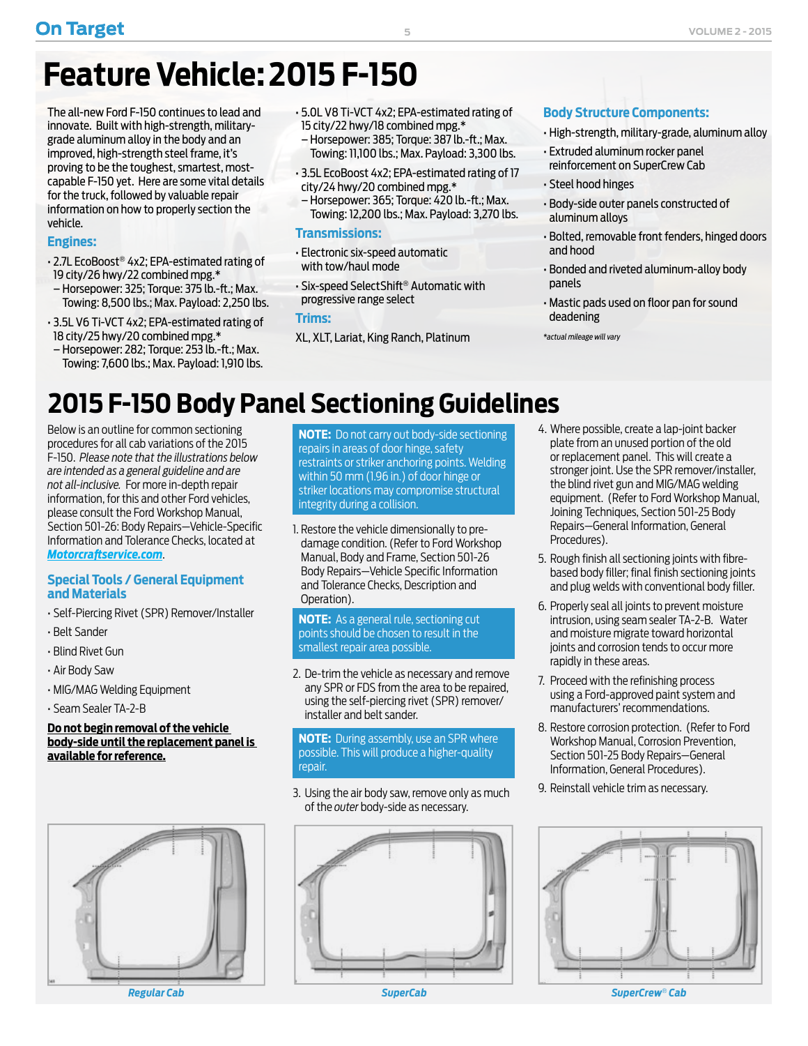# Feature Vehicle: 2015 F-150

The all-new Ford F-150 continues to lead and innovate. Built with high-strength, military-grade aluminum alloy in the body and an improved, high-strength steel frame, it's proving to be the toughest, smartest, most-capable F-150 yet. Here are some vital details for the truck, followed by valuable repair information on how to properly section the vehicle.

### Engines:

- 2.7L EcoBoost® 4x2; EPA-estimated rating of 19 city/26 hwy/22 combined mpg.*
  - Horsepower: 325; Torque: 375 lb.-ft.; Max. Towing: 8,500 lbs.; Max. Payload: 2,250 lbs.
- 3.5L V6 Ti-VCT 4x2; EPA-estimated rating of 18 city/25 hwy/20 combined mpg.*
  - Horsepower: 282; Torque: 253 lb.-ft.; Max. Towing: 7,600 lbs.; Max. Payload: 1,910 lbs.
- 5.0L V8 Ti-VCT 4x2; EPA-estimated rating of 15 city/22 hwy/18 combined mpg.*
  - Horsepower: 385; Torque: 387 lb.-ft.; Max. Towing: 11,100 lbs.; Max. Payload: 3,300 lbs.
- 3.5L EcoBoost 4x2; EPA-estimated rating of 17 city/24 hwy/20 combined mpg.*
  - Horsepower: 365; Torque: 420 lb.-ft.; Max. Towing: 12,200 lbs.; Max. Payload: 3,270 lbs.

### Transmissions:

- Electronic six-speed automatic with tow/haul mode
- Six-speed SelectShift® Automatic with progressive range select

### Trims:

XL, XLT, Lariat, King Ranch, Platinum

### Body Structure Components:

- High-strength, military-grade, aluminum alloy
- Extruded aluminum rocker panel reinforcement on SuperCrew Cab
- Steel hood hinges
- Body-side outer panels constructed of aluminum alloys
- Bolted, removable front fenders, hinged doors and hood
- Bonded and riveted aluminum-alloy body panels
- Mastic pads used on floor pan for sound deadening

*\*actual mileage will vary*

# 2015 F-150 Body Panel Sectioning Guidelines

Below is an outline for common sectioning procedures for all cab variations of the 2015 F-150. *Please note that the illustrations below are intended as a general guideline and are not all-inclusive.* For more in-depth repair information, for this and other Ford vehicles, please consult the Ford Workshop Manual, Section 501-26: Body Repairs—Vehicle-Specific Information and Tolerance Checks, located at ***Motorcraftservice.com***.

### Special Tools / General Equipment and Materials

- Self-Piercing Rivet (SPR) Remover/Installer
- Belt Sander
- Blind Rivet Gun
- Air Body Saw
- MIG/MAG Welding Equipment
- Seam Sealer TA-2-B

**Do not begin removal of the vehicle body-side until the replacement panel is available for reference.**

**NOTE:** Do not carry out body-side sectioning repairs in areas of door hinge, safety restraints or striker anchoring points. Welding within 50 mm (1.96 in.) of door hinge or striker locations may compromise structural integrity during a collision.

1. Restore the vehicle dimensionally to pre-damage condition. (Refer to Ford Workshop Manual, Body and Frame, Section 501-26 Body Repairs—Vehicle Specific Information and Tolerance Checks, Description and Operation).

**NOTE:** As a general rule, sectioning cut points should be chosen to result in the smallest repair area possible.

2. De-trim the vehicle as necessary and remove any SPR or FDS from the area to be repaired, using the self-piercing rivet (SPR) remover/installer and belt sander.

**NOTE:** During assembly, use an SPR where possible. This will produce a higher-quality repair.

3. Using the air body saw, remove only as much of the *outer* body-side as necessary.
4. Where possible, create a lap-joint backer plate from an unused portion of the old or replacement panel. This will create a stronger joint. Use the SPR remover/installer, the blind rivet gun and MIG/MAG welding equipment. (Refer to Ford Workshop Manual, Joining Techniques, Section 501-25 Body Repairs—General Information, General Procedures).
5. Rough finish all sectioning joints with fibre-based body filler; final finish sectioning joints and plug welds with conventional body filler.
6. Properly seal all joints to prevent moisture intrusion, using seam sealer TA-2-B. Water and moisture migrate toward horizontal joints and corrosion tends to occur more rapidly in these areas.
7. Proceed with the refinishing process using a Ford-approved paint system and manufacturers' recommendations.
8. Restore corrosion protection. (Refer to Ford Workshop Manual, Corrosion Prevention, Section 501-25 Body Repairs—General Information, General Procedures).
9. Reinstall vehicle trim as necessary.

*Regular Cab*

*SuperCab*

*SuperCrew® Cab*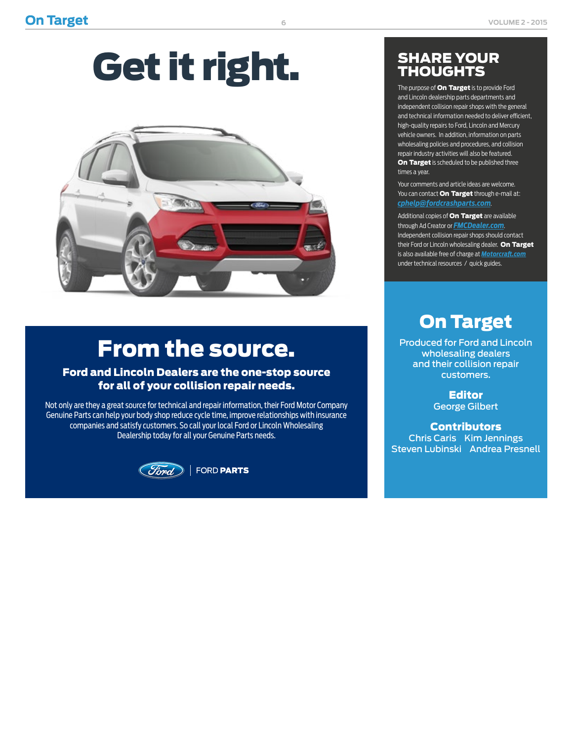# Get it right.

## From the source.

### Ford and Lincoln Dealers are the one-stop source for all of your collision repair needs.

Not only are they a great source for technical and repair information, their Ford Motor Company Genuine Parts can help your body shop reduce cycle time, improve relationships with insurance companies and satisfy customers. So call your local Ford or Lincoln Wholesaling Dealership today for all your Genuine Parts needs.

FORD **PARTS**

## SHARE YOUR THOUGHTS

The purpose of **On Target** is to provide Ford and Lincoln dealership parts departments and independent collision repair shops with the general and technical information needed to deliver efficient, high-quality repairs to Ford, Lincoln and Mercury vehicle owners. In addition, information on parts wholesaling policies and procedures, and collision repair industry activities will also be featured. **On Target** is scheduled to be published three times a year.

Your comments and article ideas are welcome. You can contact **On Target** through e-mail at: *cphelp@fordcrashparts.com*.

Additional copies of **On Target** are available through Ad Creator or *FMCDealer.com*. Independent collision repair shops should contact their Ford or Lincoln wholesaling dealer. **On Target** is also available free of charge at *Motorcraft.com* under technical resources / quick guides.

## On Target

Produced for Ford and Lincoln wholesaling dealers and their collision repair customers.

**Editor**
George Gilbert

**Contributors**
Chris Caris   Kim Jennings
Steven Lubinski   Andrea Presnell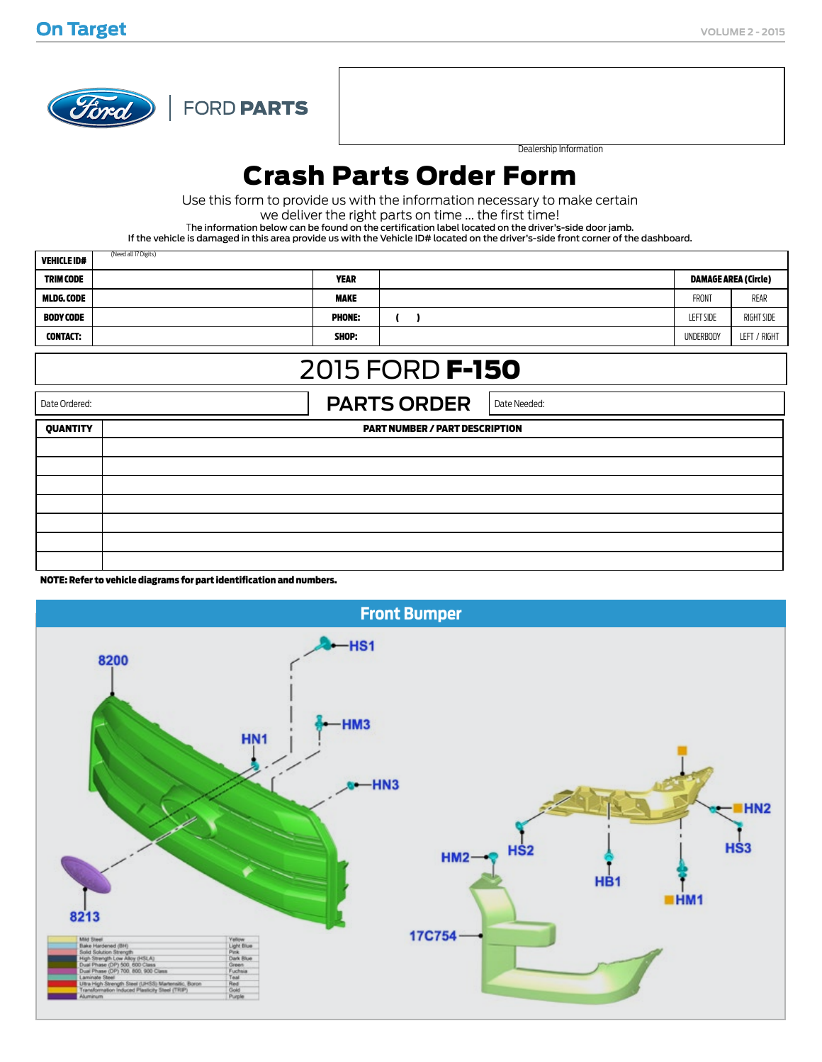FORD PARTS

Dealership Information

# Crash Parts Order Form

Use this form to provide us with the information necessary to make certain we deliver the right parts on time ... the first time!

The information below can be found on the certification label located on the driver's-side door jamb.
If the vehicle is damaged in this area provide us with the Vehicle ID# located on the driver's-side front corner of the dashboard.

| VEHICLE ID# (Need all 17 Digits) | | | | | |
|---|---|---|---|---|---|
| TRIM CODE | | YEAR | | DAMAGE AREA (Circle) | |
| MLDG. CODE | | MAKE | | FRONT | REAR |
| BODY CODE | | PHONE: | ( ) | LEFT SIDE | RIGHT SIDE |
| CONTACT: | | SHOP: | | UNDERBODY | LEFT / RIGHT |

## 2015 FORD F-150

Date Ordered: **PARTS ORDER** Date Needed:

| QUANTITY | PART NUMBER / PART DESCRIPTION |
|---|---|
| | |
| | |
| | |
| | |
| | |
| | |
| | |

**NOTE: Refer to vehicle diagrams for part identification and numbers.**

## Front Bumper

8200, HS1, HM3, HN1, HN3, 8213, HN2, HS3, HS2, HM2, HB1, HM1, 17C754

| Material | Color |
|---|---|
| Mild Steel | Yellow |
| Bake Hardened (BH) | Light Blue |
| Solid Solution Strength | Pink |
| High Strength Low Alloy (HSLA) | Dark Blue |
| Dual Phase (DP) 500, 600 Class | Green |
| Dual Phase (DP) 700, 800, 900 Class | Fuchsia |
| Laminate Steel | Teal |
| Ultra High Strength Steel (UHSS) Martensitic, Boron | Red |
| Transformation Induced Plasticity Steel (TRIP) | Gold |
| Aluminum | Purple |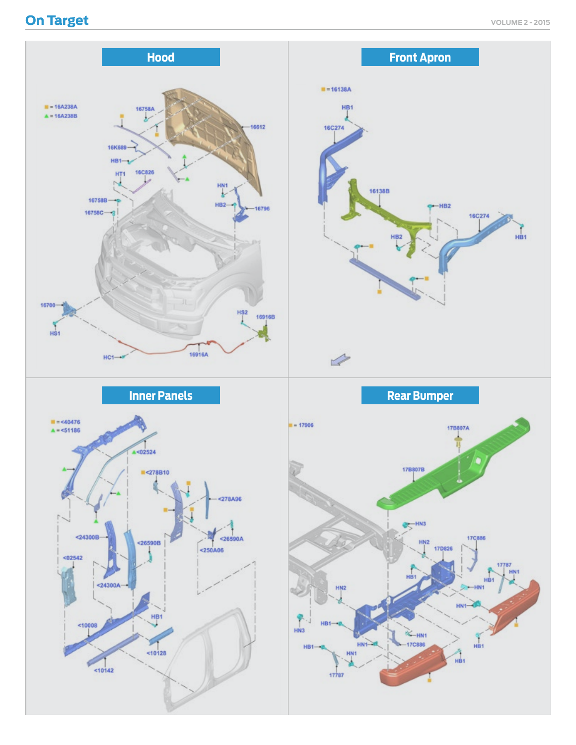## Hood

■ = 16A238A
▲ = 16A238B

16758A
16612
16K689
HB1
HT1
16C826
HN1
16758B
HB2
16796
16758C
16700
HS2
16916B
HS1
HC1
16916A

## Front Apron

■ = 16138A

HB1
16C274
16138B
HB2
16C274
HB2
HB1

## Inner Panels

■ = <40476
▲ = <51186

<02524
<278B10
<278A96
<26590A
<250A06
<24300B
<26590B
<02542
<24300A
<10008
HB1
<10128
<10142

## Rear Bumper

■ = 17906

17B807A
17B807B
HN3
HN2
17D826
17C886
HB1
17787
HN1
HB1
HN1
HN2
HN1
HN3
HB1
HN1
HN1
17C886
HB1
HB1
HN1
HB1
17787